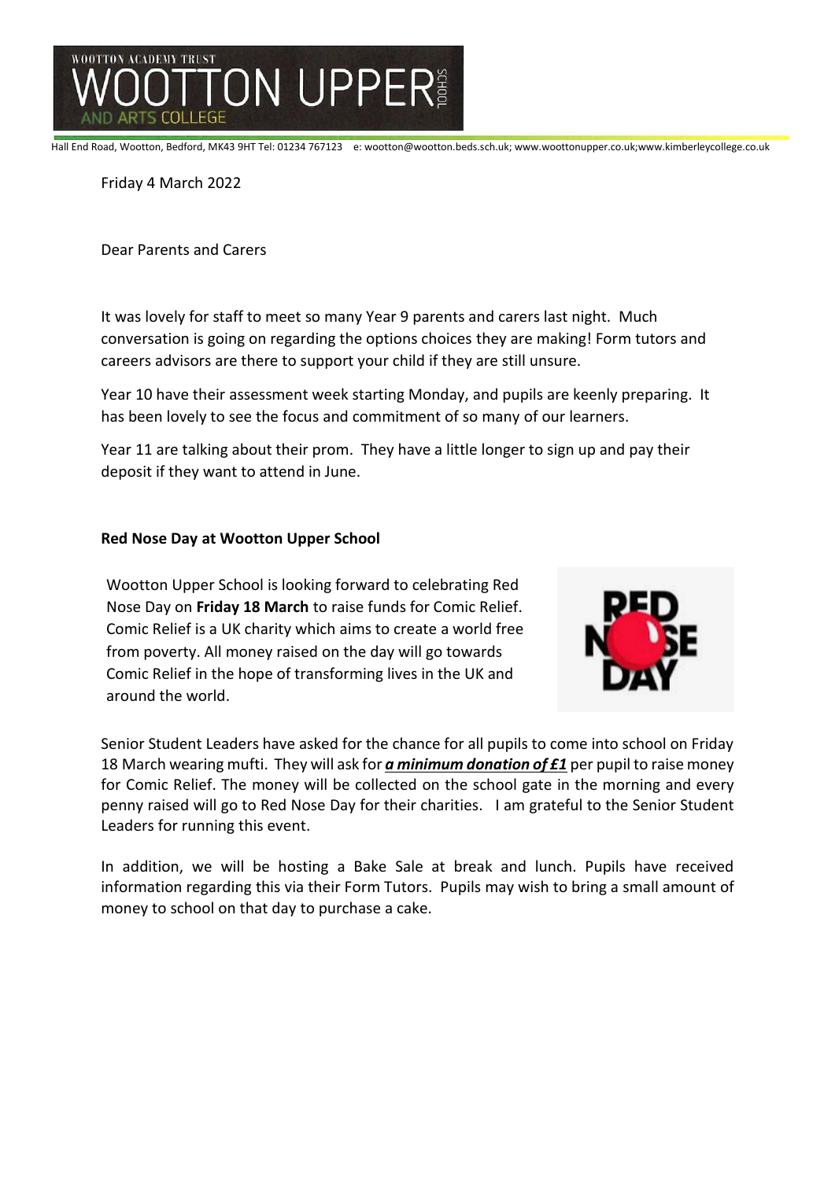WOOTTON ACADEMY TRUST

# WOOTTON UPPER SCHOOL AND ARTS COLLEGE

Hall End Road, Wootton, Bedford, MK43 9HT Tel: 01234 767123 e: wootton@wootton.beds.sch.uk; www.woottonupper.co.uk;www.kimberleycollege.co.uk

Friday 4 March 2022

Dear Parents and Carers

It was lovely for staff to meet so many Year 9 parents and carers last night. Much conversation is going on regarding the options choices they are making! Form tutors and careers advisors are there to support your child if they are still unsure.

Year 10 have their assessment week starting Monday, and pupils are keenly preparing. It has been lovely to see the focus and commitment of so many of our learners.

Year 11 are talking about their prom. They have a little longer to sign up and pay their deposit if they want to attend in June.

**Red Nose Day at Wootton Upper School**

Wootton Upper School is looking forward to celebrating Red Nose Day on **Friday 18 March** to raise funds for Comic Relief. Comic Relief is a UK charity which aims to create a world free from poverty. All money raised on the day will go towards Comic Relief in the hope of transforming lives in the UK and around the world.

Senior Student Leaders have asked for the chance for all pupils to come into school on Friday 18 March wearing mufti. They will ask for ***a minimum donation of £1*** per pupil to raise money for Comic Relief. The money will be collected on the school gate in the morning and every penny raised will go to Red Nose Day for their charities. I am grateful to the Senior Student Leaders for running this event.

In addition, we will be hosting a Bake Sale at break and lunch. Pupils have received information regarding this via their Form Tutors. Pupils may wish to bring a small amount of money to school on that day to purchase a cake.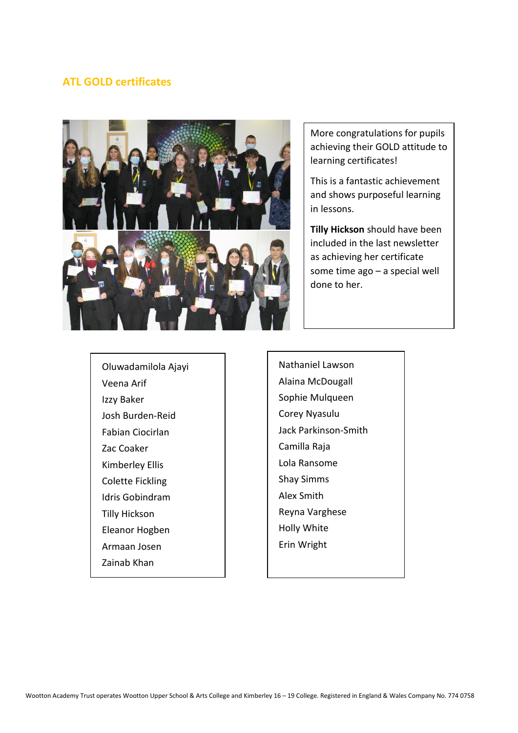## ATL GOLD certificates

More congratulations for pupils achieving their GOLD attitude to learning certificates!

This is a fantastic achievement and shows purposeful learning in lessons.

**Tilly Hickson** should have been included in the last newsletter as achieving her certificate some time ago – a special well done to her.

Oluwadamilola Ajayi
Veena Arif
Izzy Baker
Josh Burden-Reid
Fabian Ciocirlan
Zac Coaker
Kimberley Ellis
Colette Fickling
Idris Gobindram
Tilly Hickson
Eleanor Hogben
Armaan Josen
Zainab Khan

Nathaniel Lawson
Alaina McDougall
Sophie Mulqueen
Corey Nyasulu
Jack Parkinson-Smith
Camilla Raja
Lola Ransome
Shay Simms
Alex Smith
Reyna Varghese
Holly White
Erin Wright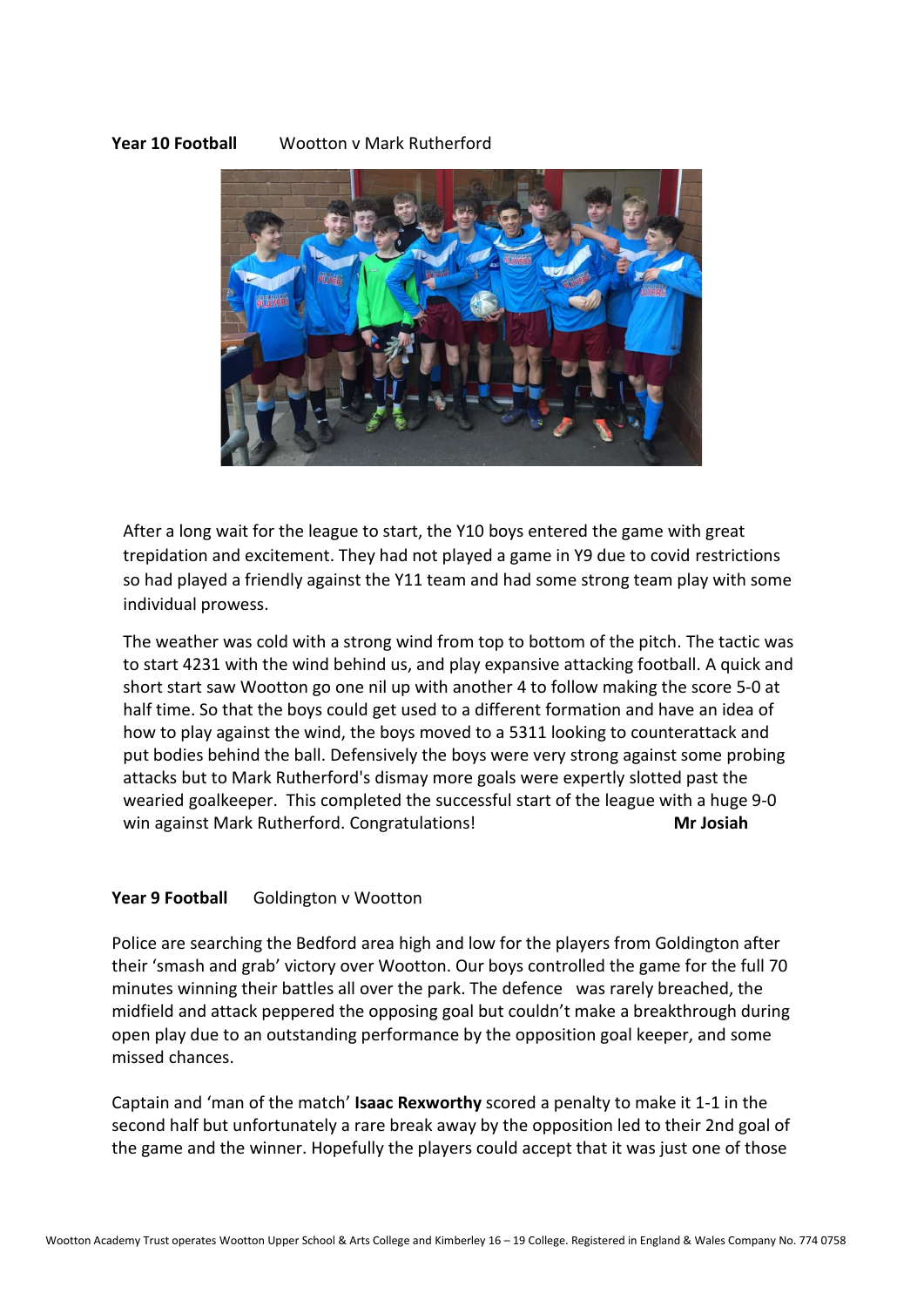**Year 10 Football** Wootton v Mark Rutherford

After a long wait for the league to start, the Y10 boys entered the game with great trepidation and excitement. They had not played a game in Y9 due to covid restrictions so had played a friendly against the Y11 team and had some strong team play with some individual prowess.

The weather was cold with a strong wind from top to bottom of the pitch. The tactic was to start 4231 with the wind behind us, and play expansive attacking football. A quick and short start saw Wootton go one nil up with another 4 to follow making the score 5-0 at half time. So that the boys could get used to a different formation and have an idea of how to play against the wind, the boys moved to a 5311 looking to counterattack and put bodies behind the ball. Defensively the boys were very strong against some probing attacks but to Mark Rutherford's dismay more goals were expertly slotted past the wearied goalkeeper. This completed the successful start of the league with a huge 9-0 win against Mark Rutherford. Congratulations! **Mr Josiah**

**Year 9 Football** Goldington v Wootton

Police are searching the Bedford area high and low for the players from Goldington after their 'smash and grab' victory over Wootton. Our boys controlled the game for the full 70 minutes winning their battles all over the park. The defence was rarely breached, the midfield and attack peppered the opposing goal but couldn't make a breakthrough during open play due to an outstanding performance by the opposition goal keeper, and some missed chances.

Captain and 'man of the match' **Isaac Rexworthy** scored a penalty to make it 1-1 in the second half but unfortunately a rare break away by the opposition led to their 2nd goal of the game and the winner. Hopefully the players could accept that it was just one of those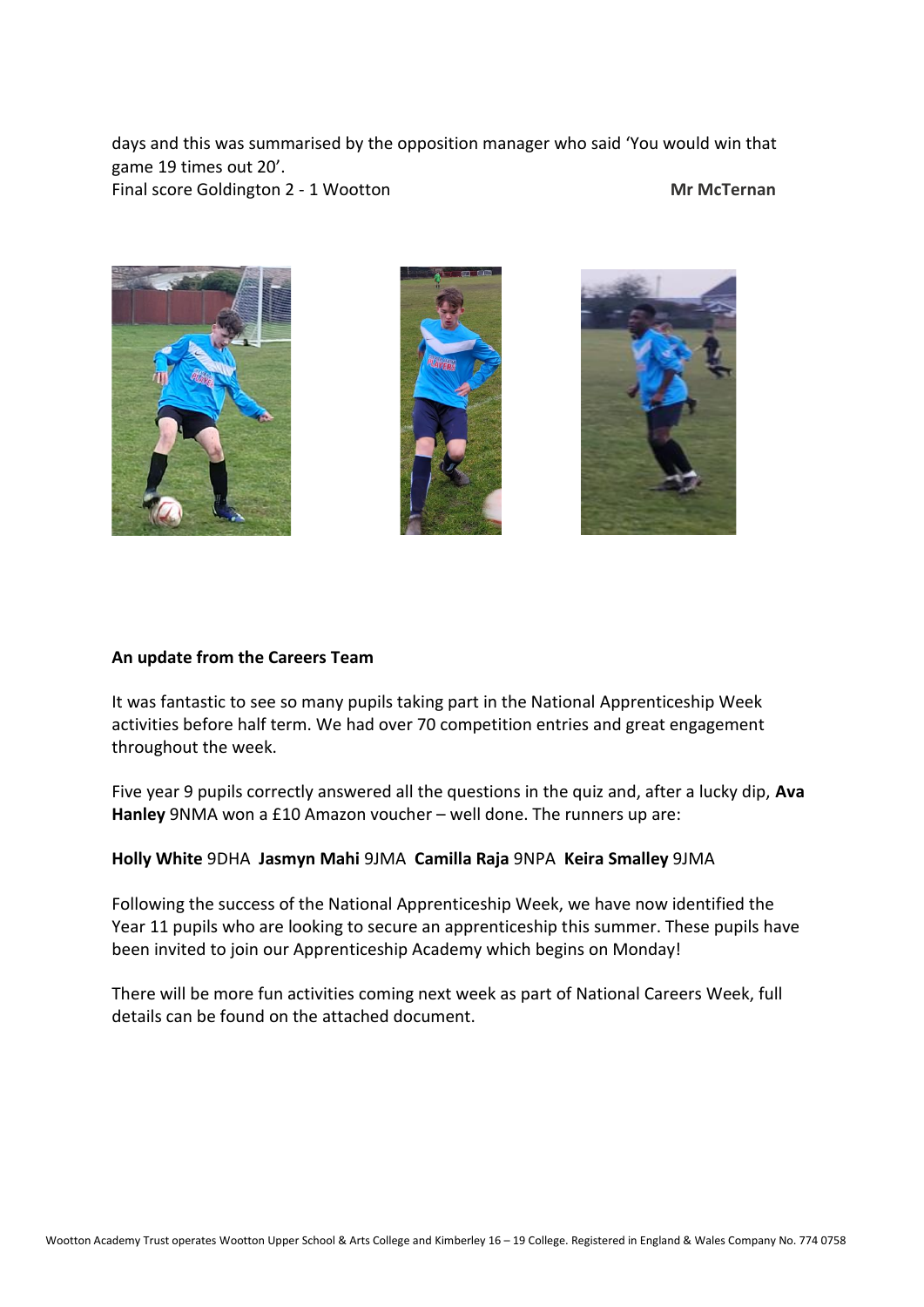days and this was summarised by the opposition manager who said 'You would win that game 19 times out 20'.
Final score Goldington 2 - 1 Wootton

**Mr McTernan**

**An update from the Careers Team**

It was fantastic to see so many pupils taking part in the National Apprenticeship Week activities before half term. We had over 70 competition entries and great engagement throughout the week.

Five year 9 pupils correctly answered all the questions in the quiz and, after a lucky dip, **Ava Hanley** 9NMA won a £10 Amazon voucher – well done. The runners up are:

**Holly White** 9DHA **Jasmyn Mahi** 9JMA **Camilla Raja** 9NPA **Keira Smalley** 9JMA

Following the success of the National Apprenticeship Week, we have now identified the Year 11 pupils who are looking to secure an apprenticeship this summer. These pupils have been invited to join our Apprenticeship Academy which begins on Monday!

There will be more fun activities coming next week as part of National Careers Week, full details can be found on the attached document.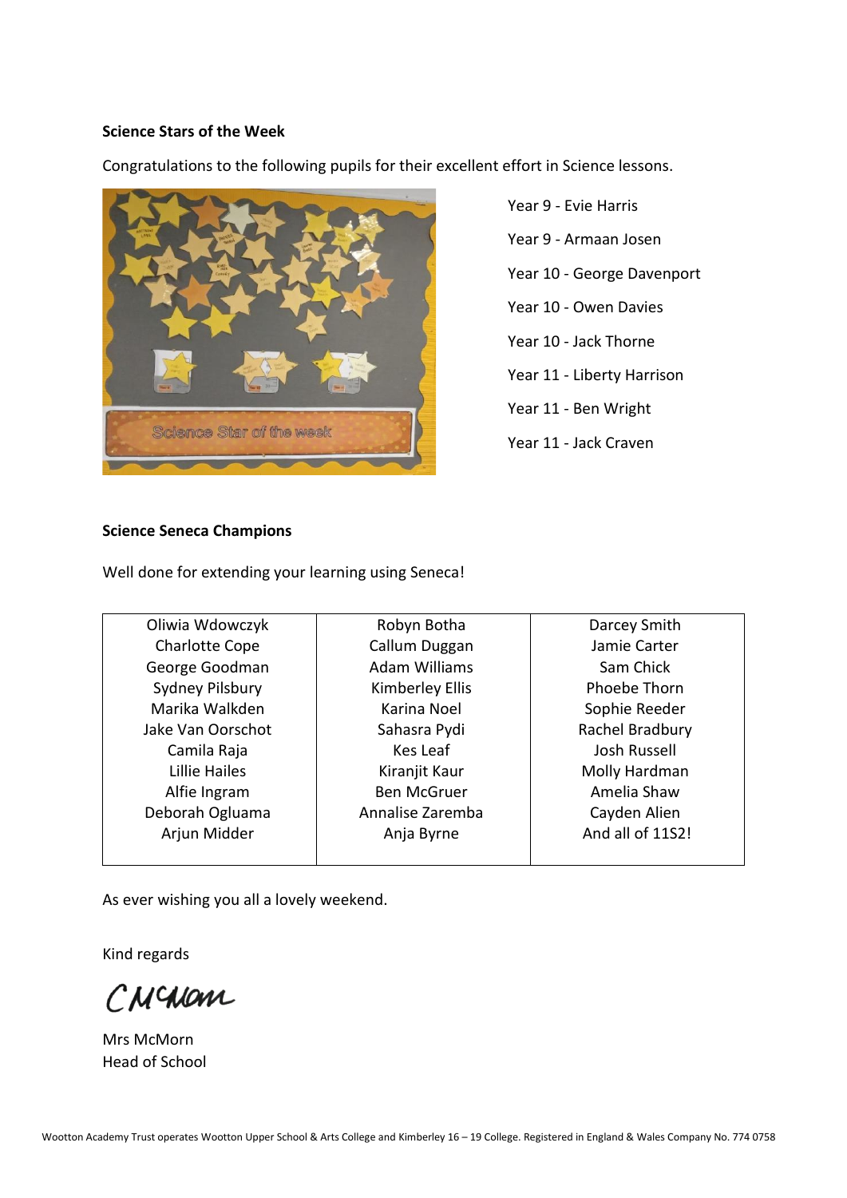**Science Stars of the Week**

Congratulations to the following pupils for their excellent effort in Science lessons.

Year 9 - Evie Harris

Year 9 - Armaan Josen

Year 10 - George Davenport

Year 10 - Owen Davies

Year 10 - Jack Thorne

Year 11 - Liberty Harrison

Year 11 - Ben Wright

Year 11 - Jack Craven

**Science Seneca Champions**

Well done for extending your learning using Seneca!

| | | |
|---|---|---|
| Oliwia Wdowczyk | Robyn Botha | Darcey Smith |
| Charlotte Cope | Callum Duggan | Jamie Carter |
| George Goodman | Adam Williams | Sam Chick |
| Sydney Pilsbury | Kimberley Ellis | Phoebe Thorn |
| Marika Walkden | Karina Noel | Sophie Reeder |
| Jake Van Oorschot | Sahasra Pydi | Rachel Bradbury |
| Camila Raja | Kes Leaf | Josh Russell |
| Lillie Hailes | Kiranjit Kaur | Molly Hardman |
| Alfie Ingram | Ben McGruer | Amelia Shaw |
| Deborah Ogluama | Annalise Zaremba | Cayden Alien |
| Arjun Midder | Anja Byrne | And all of 11S2! |

As ever wishing you all a lovely weekend.

Kind regards

CMcMorn

Mrs McMorn
Head of School

Wootton Academy Trust operates Wootton Upper School & Arts College and Kimberley 16 – 19 College. Registered in England & Wales Company No. 774 0758